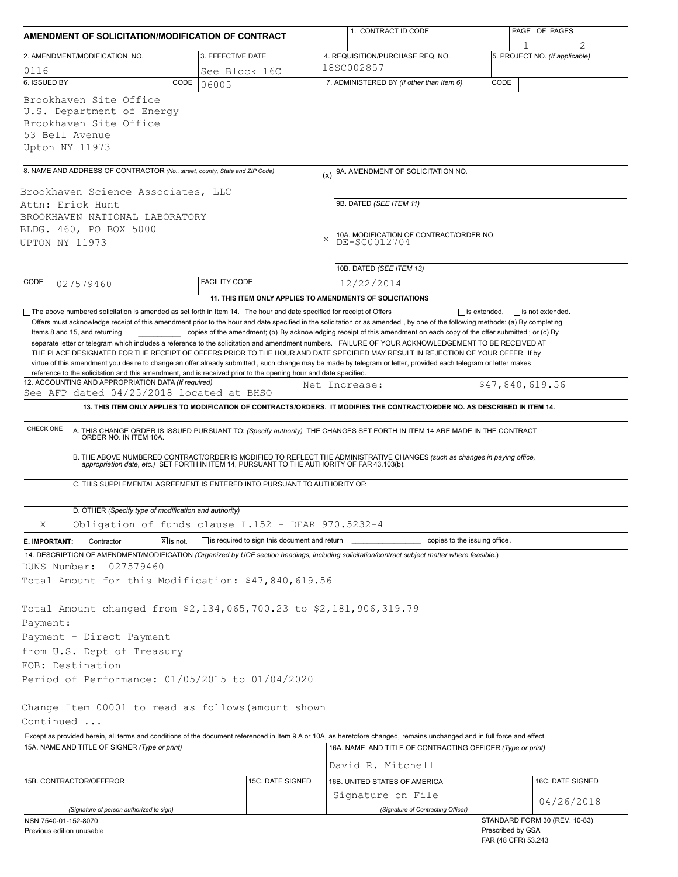# AMENDMENT OF SOLICITATION/MODIFICATION OF CONTRACT

| 1. CONTRACT ID CODE | PAGE OF PAGES |
|---|---|
| | 1 / 2 |

| 2. AMENDMENT/MODIFICATION NO. | 3. EFFECTIVE DATE | 4. REQUISITION/PURCHASE REQ. NO. | 5. PROJECT NO. (If applicable) |
|---|---|---|---|
| 0116 | See Block 16C | 18SC002857 | |

**6. ISSUED BY** CODE 06005

Brookhaven Site Office
U.S. Department of Energy
Brookhaven Site Office
53 Bell Avenue
Upton NY 11973

**7. ADMINISTERED BY** (If other than Item 6) CODE

**8. NAME AND ADDRESS OF CONTRACTOR** (No., street, county, State and ZIP Code)

Brookhaven Science Associates, LLC
Attn: Erick Hunt
BROOKHAVEN NATIONAL LABORATORY
BLDG. 460, PO BOX 5000
UPTON NY 11973

CODE 027579460 | FACILITY CODE

(x) 9A. AMENDMENT OF SOLICITATION NO.

9B. DATED (SEE ITEM 11)

X 10A. MODIFICATION OF CONTRACT/ORDER NO.
DE-SC0012704

10B. DATED (SEE ITEM 13)
12/22/2014

**11. THIS ITEM ONLY APPLIES TO AMENDMENTS OF SOLICITATIONS**

☐ The above numbered solicitation is amended as set forth in Item 14. The hour and date specified for receipt of Offers ☐ is extended, ☐ is not extended.

Offers must acknowledge receipt of this amendment prior to the hour and date specified in the solicitation or as amended, by one of the following methods: (a) By completing Items 8 and 15, and returning ________ copies of the amendment; (b) By acknowledging receipt of this amendment on each copy of the offer submitted ; or (c) By separate letter or telegram which includes a reference to the solicitation and amendment numbers. FAILURE OF YOUR ACKNOWLEDGEMENT TO BE RECEIVED AT THE PLACE DESIGNATED FOR THE RECEIPT OF OFFERS PRIOR TO THE HOUR AND DATE SPECIFIED MAY RESULT IN REJECTION OF YOUR OFFER If by virtue of this amendment you desire to change an offer already submitted , such change may be made by telegram or letter, provided each telegram or letter makes reference to the solicitation and this amendment, and is received prior to the opening hour and date specified.

**12. ACCOUNTING AND APPROPRIATION DATA** (If required)
See AFP dated 04/25/2018 located at BHSO — Net Increase: $47,840,619.56

**13. THIS ITEM ONLY APPLIES TO MODIFICATION OF CONTRACTS/ORDERS. IT MODIFIES THE CONTRACT/ORDER NO. AS DESCRIBED IN ITEM 14.**

| CHECK ONE | |
|---|---|
| | A. THIS CHANGE ORDER IS ISSUED PURSUANT TO: (Specify authority) THE CHANGES SET FORTH IN ITEM 14 ARE MADE IN THE CONTRACT ORDER NO. IN ITEM 10A. |
| | B. THE ABOVE NUMBERED CONTRACT/ORDER IS MODIFIED TO REFLECT THE ADMINISTRATIVE CHANGES (such as changes in paying office, appropriation date, etc.) SET FORTH IN ITEM 14, PURSUANT TO THE AUTHORITY OF FAR 43.103(b). |
| | C. THIS SUPPLEMENTAL AGREEMENT IS ENTERED INTO PURSUANT TO AUTHORITY OF: |
| X | D. OTHER (Specify type of modification and authority) Obligation of funds clause I.152 - DEAR 970.5232-4 |

**E. IMPORTANT:** Contractor ☒ is not, ☐ is required to sign this document and return ________ copies to the issuing office.

**14. DESCRIPTION OF AMENDMENT/MODIFICATION** (Organized by UCF section headings, including solicitation/contract subject matter where feasible.)

DUNS Number: 027579460
Total Amount for this Modification: $47,840,619.56

Total Amount changed from $2,134,065,700.23 to $2,181,906,319.79
Payment:
Payment - Direct Payment
from U.S. Dept of Treasury
FOB: Destination
Period of Performance: 01/05/2015 to 01/04/2020

Change Item 00001 to read as follows(amount shown
Continued ...

Except as provided herein, all terms and conditions of the document referenced in Item 9 A or 10A, as heretofore changed, remains unchanged and in full force and effect.

| 15A. NAME AND TITLE OF SIGNER (Type or print) | | 16A. NAME AND TITLE OF CONTRACTING OFFICER (Type or print) | |
|---|---|---|---|
| | | David R. Mitchell | |
| **15B. CONTRACTOR/OFFEROR** | **15C. DATE SIGNED** | **16B. UNITED STATES OF AMERICA** | **16C. DATE SIGNED** |
| (Signature of person authorized to sign) | | Signature on File (Signature of Contracting Officer) | 04/26/2018 |

NSN 7540-01-152-8070
Previous edition unusable

STANDARD FORM 30 (REV. 10-83)
Prescribed by GSA
FAR (48 CFR) 53.243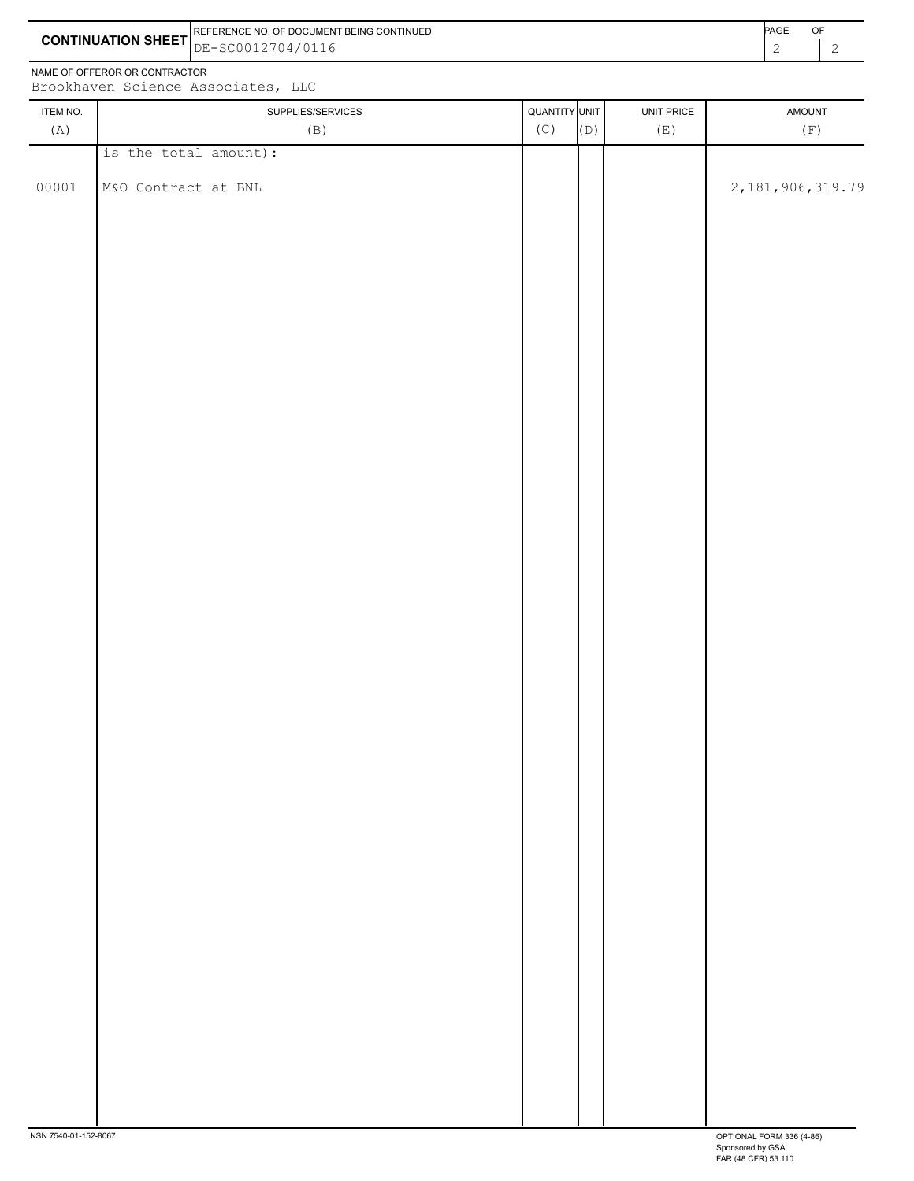**CONTINUATION SHEET**

REFERENCE NO. OF DOCUMENT BEING CONTINUED
DE-SC0012704/0116

NAME OF OFFEROR OR CONTRACTOR
Brookhaven Science Associates, LLC

| ITEM NO. (A) | SUPPLIES/SERVICES (B) | QUANTITY (C) | UNIT (D) | UNIT PRICE (E) | AMOUNT (F) |
|---|---|---|---|---|---|
| | is the total amount): | | | | |
| 00001 | M&O Contract at BNL | | | | 2,181,906,319.79 |

NSN 7540-01-152-8067

OPTIONAL FORM 336 (4-86)
Sponsored by GSA
FAR (48 CFR) 53.110